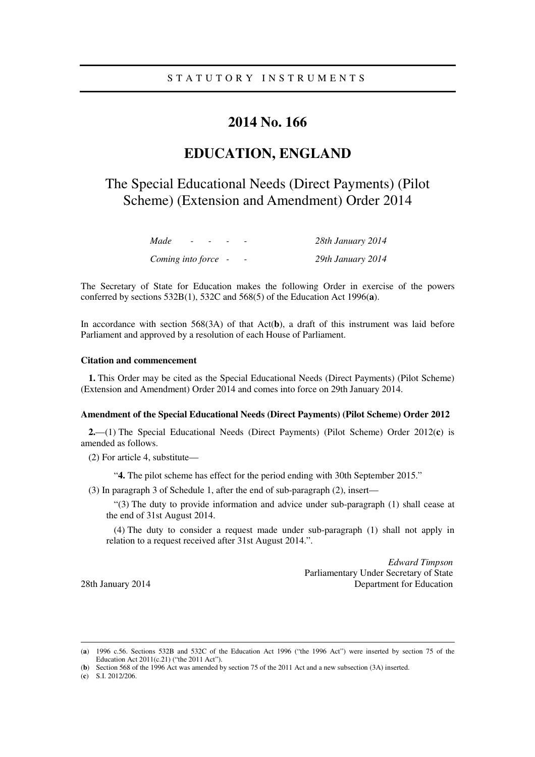STATUTORY INSTRUMENTS

# 2014 No. 166

# EDUCATION, ENGLAND

## The Special Educational Needs (Direct Payments) (Pilot Scheme) (Extension and Amendment) Order 2014

| | |
|---|---|
| *Made - - - -* | *28th January 2014* |
| *Coming into force - -* | *29th January 2014* |

The Secretary of State for Education makes the following Order in exercise of the powers conferred by sections 532B(1), 532C and 568(5) of the Education Act 1996([a]).

In accordance with section 568(3A) of that Act([b]), a draft of this instrument was laid before Parliament and approved by a resolution of each House of Parliament.

### Citation and commencement

**1.** This Order may be cited as the Special Educational Needs (Direct Payments) (Pilot Scheme) (Extension and Amendment) Order 2014 and comes into force on 29th January 2014.

### Amendment of the Special Educational Needs (Direct Payments) (Pilot Scheme) Order 2012

**2.**—(1) The Special Educational Needs (Direct Payments) (Pilot Scheme) Order 2012([c]) is amended as follows.

(2) For article 4, substitute—

"**4.** The pilot scheme has effect for the period ending with 30th September 2015."

(3) In paragraph 3 of Schedule 1, after the end of sub-paragraph (2), insert—

"(3) The duty to provide information and advice under sub-paragraph (1) shall cease at the end of 31st August 2014.

(4) The duty to consider a request made under sub-paragraph (1) shall not apply in relation to a request received after 31st August 2014.".

*Edward Timpson*
Parliamentary Under Secretary of State
Department for Education

28th January 2014

---

(a) 1996 c.56. Sections 532B and 532C of the Education Act 1996 ("the 1996 Act") were inserted by section 75 of the Education Act 2011(c.21) ("the 2011 Act").

(b) Section 568 of the 1996 Act was amended by section 75 of the 2011 Act and a new subsection (3A) inserted.

(c) S.I. 2012/206.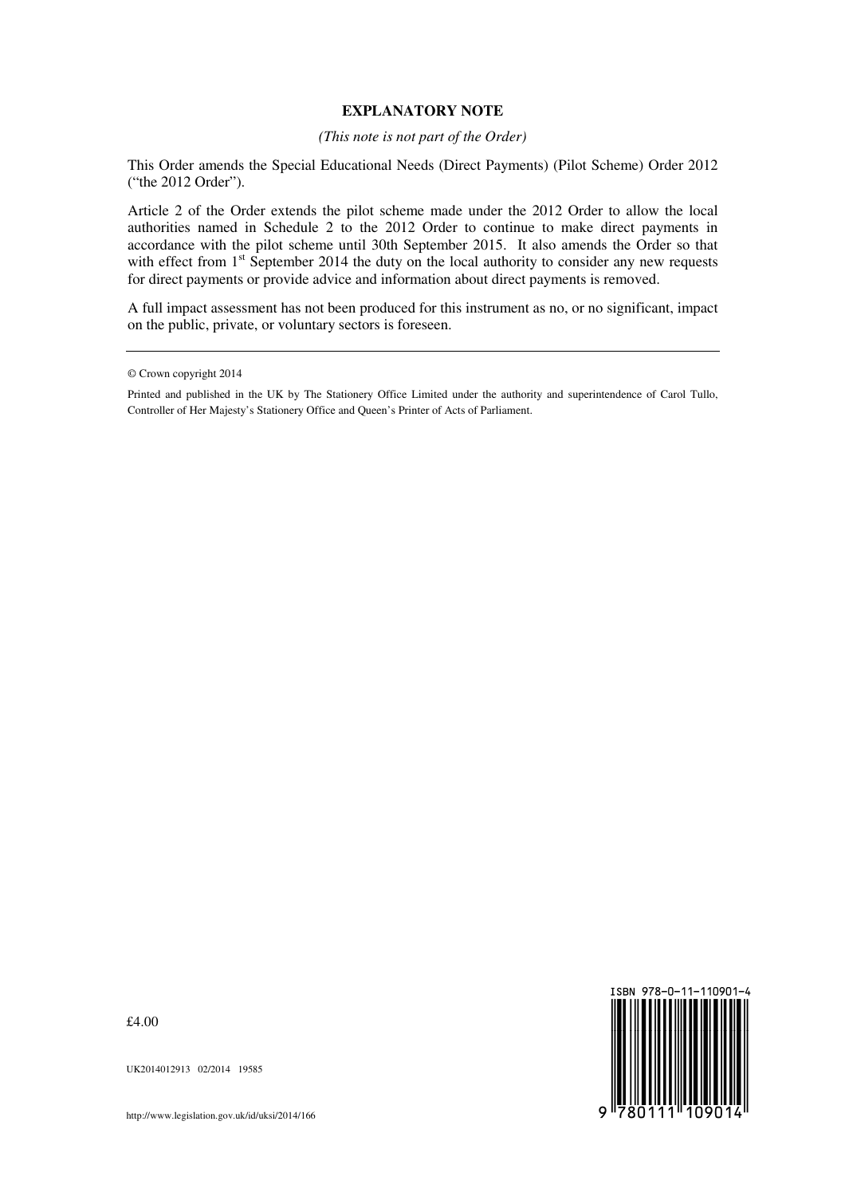## EXPLANATORY NOTE

*(This note is not part of the Order)*

This Order amends the Special Educational Needs (Direct Payments) (Pilot Scheme) Order 2012 ("the 2012 Order").

Article 2 of the Order extends the pilot scheme made under the 2012 Order to allow the local authorities named in Schedule 2 to the 2012 Order to continue to make direct payments in accordance with the pilot scheme until 30th September 2015. It also amends the Order so that with effect from 1st September 2014 the duty on the local authority to consider any new requests for direct payments or provide advice and information about direct payments is removed.

A full impact assessment has not been produced for this instrument as no, or no significant, impact on the public, private, or voluntary sectors is foreseen.

---

© Crown copyright 2014

Printed and published in the UK by The Stationery Office Limited under the authority and superintendence of Carol Tullo, Controller of Her Majesty's Stationery Office and Queen's Printer of Acts of Parliament.

£4.00

UK2014012913 02/2014 19585

http://www.legislation.gov.uk/id/uksi/2014/166

ISBN 978-0-11-110901-4

9 780111 109014